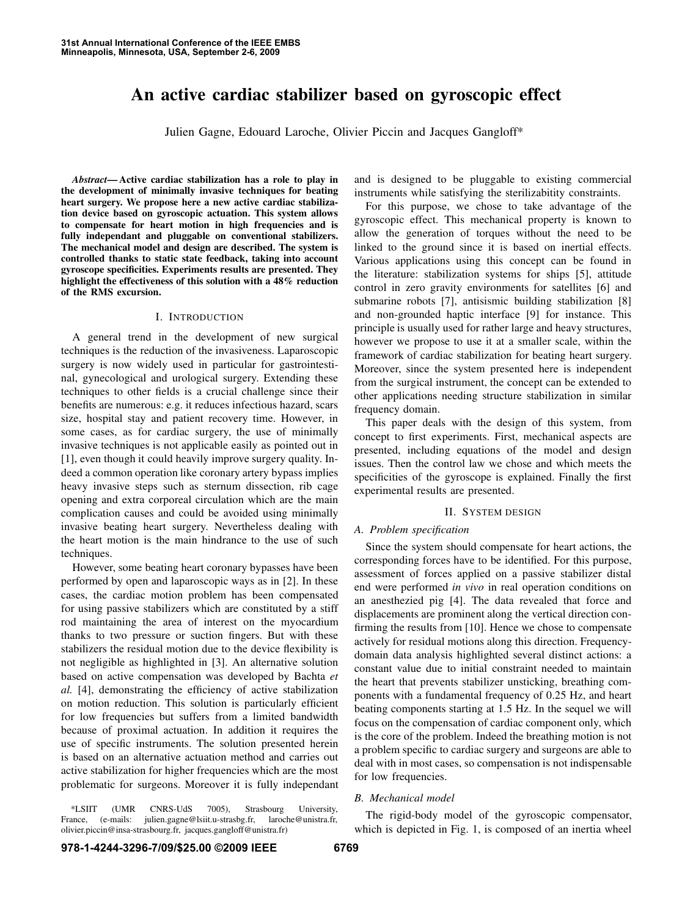# An active cardiac stabilizer based on gyroscopic effect

Julien Gagne, Edouard Laroche, Olivier Piccin and Jacques Gangloff*

***Abstract*— Active cardiac stabilization has a role to play in the development of minimally invasive techniques for beating heart surgery. We propose here a new active cardiac stabilization device based on gyroscopic actuation. This system allows to compensate for heart motion in high frequencies and is fully independant and pluggable on conventional stabilizers. The mechanical model and design are described. The system is controlled thanks to static state feedback, taking into account gyroscope specificities. Experiments results are presented. They highlight the effectiveness of this solution with a 48% reduction of the RMS excursion.**

## I. INTRODUCTION

A general trend in the development of new surgical techniques is the reduction of the invasiveness. Laparoscopic surgery is now widely used in particular for gastrointestinal, gynecological and urological surgery. Extending these techniques to other fields is a crucial challenge since their benefits are numerous: e.g. it reduces infectious hazard, scars size, hospital stay and patient recovery time. However, in some cases, as for cardiac surgery, the use of minimally invasive techniques is not applicable easily as pointed out in [1], even though it could heavily improve surgery quality. Indeed a common operation like coronary artery bypass implies heavy invasive steps such as sternum dissection, rib cage opening and extra corporeal circulation which are the main complication causes and could be avoided using minimally invasive beating heart surgery. Nevertheless dealing with the heart motion is the main hindrance to the use of such techniques.

However, some beating heart coronary bypasses have been performed by open and laparoscopic ways as in [2]. In these cases, the cardiac motion problem has been compensated for using passive stabilizers which are constituted by a stiff rod maintaining the area of interest on the myocardium thanks to two pressure or suction fingers. But with these stabilizers the residual motion due to the device flexibility is not negligible as highlighted in [3]. An alternative solution based on active compensation was developed by Bachta *et al.* [4], demonstrating the efficiency of active stabilization on motion reduction. This solution is particularly efficient for low frequencies but suffers from a limited bandwidth because of proximal actuation. In addition it requires the use of specific instruments. The solution presented herein is based on an alternative actuation method and carries out active stabilization for higher frequencies which are the most problematic for surgeons. Moreover it is fully independant and is designed to be pluggable to existing commercial instruments while satisfying the sterilizabitity constraints.

For this purpose, we chose to take advantage of the gyroscopic effect. This mechanical property is known to allow the generation of torques without the need to be linked to the ground since it is based on inertial effects. Various applications using this concept can be found in the literature: stabilization systems for ships [5], attitude control in zero gravity environments for satellites [6] and submarine robots [7], antisismic building stabilization [8] and non-grounded haptic interface [9] for instance. This principle is usually used for rather large and heavy structures, however we propose to use it at a smaller scale, within the framework of cardiac stabilization for beating heart surgery. Moreover, since the system presented here is independent from the surgical instrument, the concept can be extended to other applications needing structure stabilization in similar frequency domain.

This paper deals with the design of this system, from concept to first experiments. First, mechanical aspects are presented, including equations of the model and design issues. Then the control law we chose and which meets the specificities of the gyroscope is explained. Finally the first experimental results are presented.

## II. SYSTEM DESIGN

### A. Problem specification

Since the system should compensate for heart actions, the corresponding forces have to be identified. For this purpose, assessment of forces applied on a passive stabilizer distal end were performed *in vivo* in real operation conditions on an anesthezied pig [4]. The data revealed that force and displacements are prominent along the vertical direction confirming the results from [10]. Hence we chose to compensate actively for residual motions along this direction. Frequency-domain data analysis highlighted several distinct actions: a constant value due to initial constraint needed to maintain the heart that prevents stabilizer unsticking, breathing components with a fundamental frequency of 0.25 Hz, and heart beating components starting at 1.5 Hz. In the sequel we will focus on the compensation of cardiac component only, which is the core of the problem. Indeed the breathing motion is not a problem specific to cardiac surgery and surgeons are able to deal with in most cases, so compensation is not indispensable for low frequencies.

### B. Mechanical model

The rigid-body model of the gyroscopic compensator, which is depicted in Fig. 1, is composed of an inertia wheel

*LSIIT (UMR CNRS-UdS 7005), Strasbourg University, France, (e-mails: julien.gagne@lsiit.u-strasbg.fr, laroche@unistra.fr, olivier.piccin@insa-strasbourg.fr, jacques.gangloff@unistra.fr)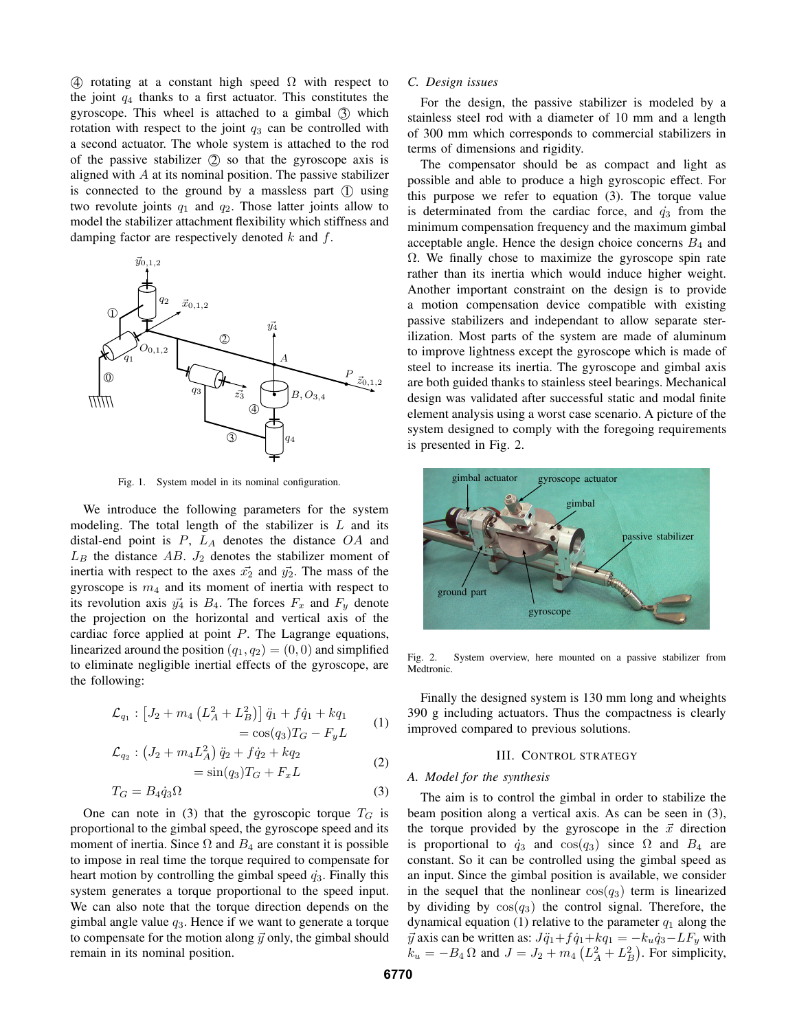④ rotating at a constant high speed $\Omega$ with respect to the joint $q_4$ thanks to a first actuator. This constitutes the gyroscope. This wheel is attached to a gimbal ③ which rotation with respect to the joint $q_3$ can be controlled with a second actuator. The whole system is attached to the rod of the passive stabilizer ② so that the gyroscope axis is aligned with $A$ at its nominal position. The passive stabilizer is connected to the ground by a massless part ① using two revolute joints $q_1$ and $q_2$. Those latter joints allow to model the stabilizer attachment flexibility which stiffness and damping factor are respectively denoted $k$ and $f$.

Fig. 1. System model in its nominal configuration.

We introduce the following parameters for the system modeling. The total length of the stabilizer is $L$ and its distal-end point is $P$, $L_A$ denotes the distance $OA$ and $L_B$ the distance $AB$. $J_2$ denotes the stabilizer moment of inertia with respect to the axes $\vec{x_2}$ and $\vec{y_2}$. The mass of the gyroscope is $m_4$ and its moment of inertia with respect to its revolution axis $\vec{y_4}$ is $B_4$. The forces $F_x$ and $F_y$ denote the projection on the horizontal and vertical axis of the cardiac force applied at point $P$. The Lagrange equations, linearized around the position $(q_1, q_2) = (0, 0)$ and simplified to eliminate negligible inertial effects of the gyroscope, are the following:

$$\mathcal{L}_{q_1} : \left[J_2 + m_4\left(L_A^2 + L_B^2\right)\right]\ddot{q}_1 + f\dot{q}_1 + kq_1 = \cos(q_3)T_G - F_yL \tag{1}$$

$$\mathcal{L}_{q_2} : \left(J_2 + m_4L_A^2\right)\ddot{q}_2 + f\dot{q}_2 + kq_2 = \sin(q_3)T_G + F_xL \tag{2}$$

$$T_G = B_4\dot{q}_3\Omega \tag{3}$$

One can note in (3) that the gyroscopic torque $T_G$ is proportional to the gimbal speed, the gyroscope speed and its moment of inertia. Since $\Omega$ and $B_4$ are constant it is possible to impose in real time the torque required to compensate for heart motion by controlling the gimbal speed $\dot{q_3}$. Finally this system generates a torque proportional to the speed input. We can also note that the torque direction depends on the gimbal angle value $q_3$. Hence if we want to generate a torque to compensate for the motion along $\vec{y}$ only, the gimbal should remain in its nominal position.

### C. Design issues

For the design, the passive stabilizer is modeled by a stainless steel rod with a diameter of 10 mm and a length of 300 mm which corresponds to commercial stabilizers in terms of dimensions and rigidity.

The compensator should be as compact and light as possible and able to produce a high gyroscopic effect. For this purpose we refer to equation (3). The torque value is determinated from the cardiac force, and $\dot{q_3}$ from the minimum compensation frequency and the maximum gimbal acceptable angle. Hence the design choice concerns $B_4$ and $\Omega$. We finally chose to maximize the gyroscope spin rate rather than its inertia which would induce higher weight. Another important constraint on the design is to provide a motion compensation device compatible with existing passive stabilizers and independant to allow separate sterilization. Most parts of the system are made of aluminum to improve lightness except the gyroscope which is made of steel to increase its inertia. The gyroscope and gimbal axis are both guided thanks to stainless steel bearings. Mechanical design was validated after successful static and modal finite element analysis using a worst case scenario. A picture of the system designed to comply with the foregoing requirements is presented in Fig. 2.

Fig. 2. System overview, here mounted on a passive stabilizer from Medtronic.

Finally the designed system is 130 mm long and wheights 390 g including actuators. Thus the compactness is clearly improved compared to previous solutions.

## III. Control Strategy

### A. Model for the synthesis

The aim is to control the gimbal in order to stabilize the beam position along a vertical axis. As can be seen in (3), the torque provided by the gyroscope in the $\vec{x}$ direction is proportional to $\dot{q_3}$ and $\cos(q_3)$ since $\Omega$ and $B_4$ are constant. So it can be controlled using the gimbal speed as an input. Since the gimbal position is available, we consider in the sequel that the nonlinear $\cos(q_3)$ term is linearized by dividing by $\cos(q_3)$ the control signal. Therefore, the dynamical equation (1) relative to the parameter $q_1$ along the $\vec{y}$ axis can be written as: $J\ddot{q}_1 + f\dot{q}_1 + kq_1 = -k_u\dot{q}_3 - LF_y$ with $k_u = -B_4\,\Omega$ and $J = J_2 + m_4\left(L_A^2 + L_B^2\right)$. For simplicity,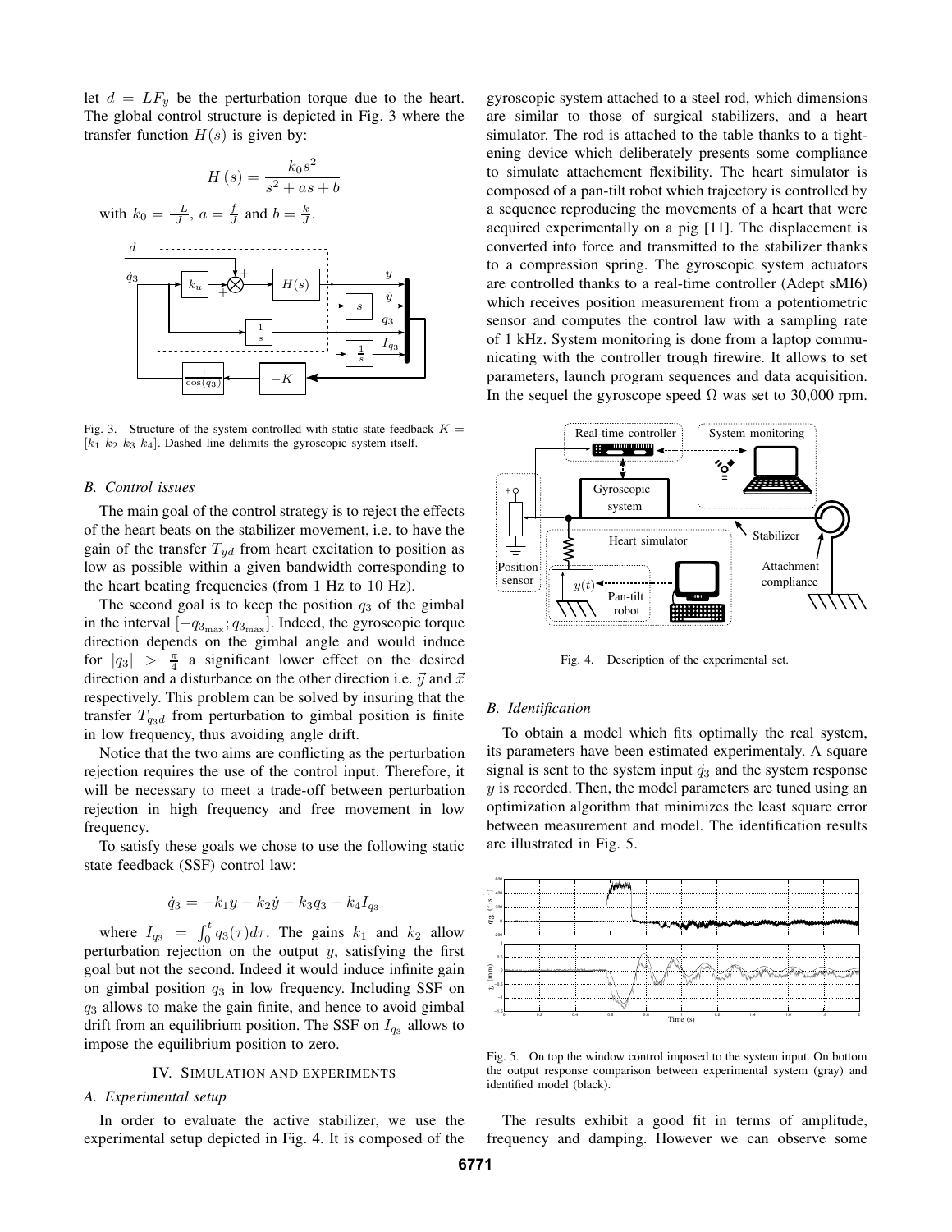let $d = LF_y$ be the perturbation torque due to the heart. The global control structure is depicted in Fig. 3 where the transfer function $H(s)$ is given by:

$$H(s) = \frac{k_0 s^2}{s^2 + as + b}$$

with $k_0 = \frac{-L}{J}$, $a = \frac{f}{J}$ and $b = \frac{k}{J}$.

Fig. 3. Structure of the system controlled with static state feedback $K = [k_1\ k_2\ k_3\ k_4]$. Dashed line delimits the gyroscopic system itself.

### B. Control issues

The main goal of the control strategy is to reject the effects of the heart beats on the stabilizer movement, i.e. to have the gain of the transfer $T_{yd}$ from heart excitation to position as low as possible within a given bandwidth corresponding to the heart beating frequencies (from 1 Hz to 10 Hz).

The second goal is to keep the position $q_3$ of the gimbal in the interval $[-q_{3_{max}}; q_{3_{max}}]$. Indeed, the gyroscopic torque direction depends on the gimbal angle and would induce for $|q_3| > \frac{\pi}{4}$ a significant lower effect on the desired direction and a disturbance on the other direction i.e. $\vec{y}$ and $\vec{x}$ respectively. This problem can be solved by insuring that the transfer $T_{q_3 d}$ from perturbation to gimbal position is finite in low frequency, thus avoiding angle drift.

Notice that the two aims are conflicting as the perturbation rejection requires the use of the control input. Therefore, it will be necessary to meet a trade-off between perturbation rejection in high frequency and free movement in low frequency.

To satisfy these goals we chose to use the following static state feedback (SSF) control law:

$$\dot{q}_3 = -k_1 y - k_2 \dot{y} - k_3 q_3 - k_4 I_{q_3}$$

where $I_{q_3} = \int_0^t q_3(\tau) d\tau$. The gains $k_1$ and $k_2$ allow perturbation rejection on the output $y$, satisfying the first goal but not the second. Indeed it would induce infinite gain on gimbal position $q_3$ in low frequency. Including SSF on $q_3$ allows to make the gain finite, and hence to avoid gimbal drift from an equilibrium position. The SSF on $I_{q_3}$ allows to impose the equilibrium position to zero.

## IV. Simulation and experiments

### A. Experimental setup

In order to evaluate the active stabilizer, we use the experimental setup depicted in Fig. 4. It is composed of the gyroscopic system attached to a steel rod, which dimensions are similar to those of surgical stabilizers, and a heart simulator. The rod is attached to the table thanks to a tightening device which deliberately presents some compliance to simulate attachement flexibility. The heart simulator is composed of a pan-tilt robot which trajectory is controlled by a sequence reproducing the movements of a heart that were acquired experimentally on a pig [11]. The displacement is converted into force and transmitted to the stabilizer thanks to a compression spring. The gyroscopic system actuators are controlled thanks to a real-time controller (Adept sMI6) which receives position measurement from a potentiometric sensor and computes the control law with a sampling rate of 1 kHz. System monitoring is done from a laptop communicating with the controller trough firewire. It allows to set parameters, launch program sequences and data acquisition. In the sequel the gyroscope speed $\Omega$ was set to 30,000 rpm.

Fig. 4. Description of the experimental set.

### B. Identification

To obtain a model which fits optimally the real system, its parameters have been estimated experimentaly. A square signal is sent to the system input $\dot{q_3}$ and the system response $y$ is recorded. Then, the model parameters are tuned using an optimization algorithm that minimizes the least square error between measurement and model. The identification results are illustrated in Fig. 5.

Fig. 5. On top the window control imposed to the system input. On bottom the output response comparison between experimental system (gray) and identified model (black).

The results exhibit a good fit in terms of amplitude, frequency and damping. However we can observe some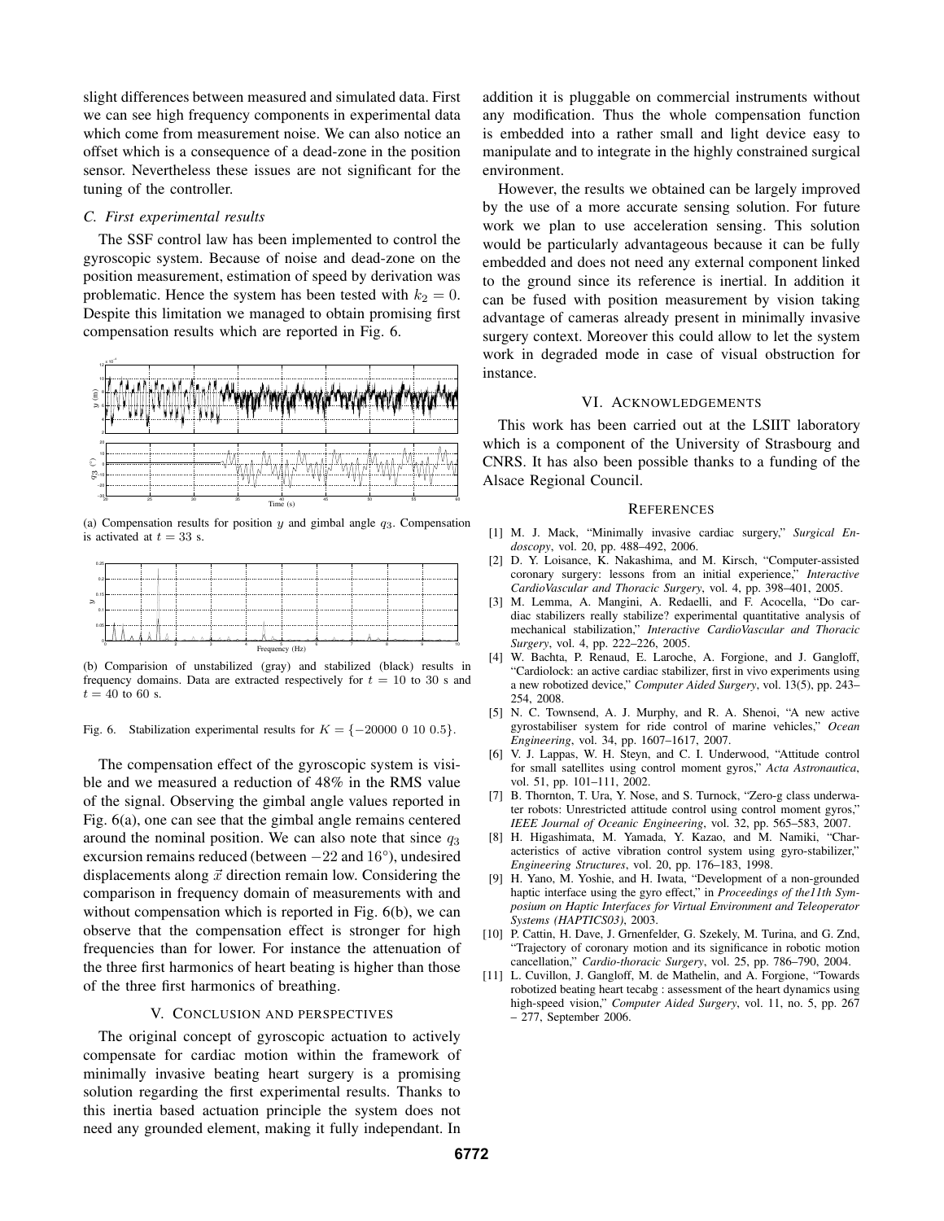slight differences between measured and simulated data. First we can see high frequency components in experimental data which come from measurement noise. We can also notice an offset which is a consequence of a dead-zone in the position sensor. Nevertheless these issues are not significant for the tuning of the controller.

### C. First experimental results

The SSF control law has been implemented to control the gyroscopic system. Because of noise and dead-zone on the position measurement, estimation of speed by derivation was problematic. Hence the system has been tested with $k_2 = 0$. Despite this limitation we managed to obtain promising first compensation results which are reported in Fig. 6.

$\times 10^{-4}$
12
10
8
6
4
2
0
y (m)
20
10
0
−10
−20
−30
$q_3$ (°)
20
25
30
35
40
45
50
55
60
Time (s)

(a) Compensation results for position $y$ and gimbal angle $q_3$. Compensation is activated at $t = 33$ s.

0.25
0.2
0.15
0.1
0.05
0
y
0
1
2
3
4
5
6
7
8
9
10
Frequency (Hz)

(b) Comparision of unstabilized (gray) and stabilized (black) results in frequency domains. Data are extracted respectively for $t = 10$ to 30 s and $t = 40$ to 60 s.

Fig. 6. Stabilization experimental results for $K = \{-20000\ 0\ 10\ 0.5\}$.

The compensation effect of the gyroscopic system is visible and we measured a reduction of 48% in the RMS value of the signal. Observing the gimbal angle values reported in Fig. 6(a), one can see that the gimbal angle remains centered around the nominal position. We can also note that since $q_3$ excursion remains reduced (between $-22$ and $16°$), undesired displacements along $\vec{x}$ direction remain low. Considering the comparison in frequency domain of measurements with and without compensation which is reported in Fig. 6(b), we can observe that the compensation effect is stronger for high frequencies than for lower. For instance the attenuation of the three first harmonics of heart beating is higher than those of the three first harmonics of breathing.

## V. Conclusion and perspectives

The original concept of gyroscopic actuation to actively compensate for cardiac motion within the framework of minimally invasive beating heart surgery is a promising solution regarding the first experimental results. Thanks to this inertia based actuation principle the system does not need any grounded element, making it fully independant. In addition it is pluggable on commercial instruments without any modification. Thus the whole compensation function is embedded into a rather small and light device easy to manipulate and to integrate in the highly constrained surgical environment.

However, the results we obtained can be largely improved by the use of a more accurate sensing solution. For future work we plan to use acceleration sensing. This solution would be particularly advantageous because it can be fully embedded and does not need any external component linked to the ground since its reference is inertial. In addition it can be fused with position measurement by vision taking advantage of cameras already present in minimally invasive surgery context. Moreover this could allow to let the system work in degraded mode in case of visual obstruction for instance.

## VI. Acknowledgements

This work has been carried out at the LSIIT laboratory which is a component of the University of Strasbourg and CNRS. It has also been possible thanks to a funding of the Alsace Regional Council.

## References

[1] M. J. Mack, "Minimally invasive cardiac surgery," *Surgical Endoscopy*, vol. 20, pp. 488–492, 2006.

[2] D. Y. Loisance, K. Nakashima, and M. Kirsch, "Computer-assisted coronary surgery: lessons from an initial experience," *Interactive CardioVascular and Thoracic Surgery*, vol. 4, pp. 398–401, 2005.

[3] M. Lemma, A. Mangini, A. Redaelli, and F. Acocella, "Do cardiac stabilizers really stabilize? experimental quantitative analysis of mechanical stabilization," *Interactive CardioVascular and Thoracic Surgery*, vol. 4, pp. 222–226, 2005.

[4] W. Bachta, P. Renaud, E. Laroche, A. Forgione, and J. Gangloff, "Cardiolock: an active cardiac stabilizer, first in vivo experiments using a new robotized device," *Computer Aided Surgery*, vol. 13(5), pp. 243–254, 2008.

[5] N. C. Townsend, A. J. Murphy, and R. A. Shenoi, "A new active gyrostabiliser system for ride control of marine vehicles," *Ocean Engineering*, vol. 34, pp. 1607–1617, 2007.

[6] V. J. Lappas, W. H. Steyn, and C. I. Underwood, "Attitude control for small satellites using control moment gyros," *Acta Astronautica*, vol. 51, pp. 101–111, 2002.

[7] B. Thornton, T. Ura, Y. Nose, and S. Turnock, "Zero-g class underwater robots: Unrestricted attitude control using control moment gyros," *IEEE Journal of Oceanic Engineering*, vol. 32, pp. 565–583, 2007.

[8] H. Higashimata, M. Yamada, Y. Kazao, and M. Namiki, "Characteristics of active vibration control system using gyro-stabilizer," *Engineering Structures*, vol. 20, pp. 176–183, 1998.

[9] H. Yano, M. Yoshie, and H. Iwata, "Development of a non-grounded haptic interface using the gyro effect," in *Proceedings of the11th Symposium on Haptic Interfaces for Virtual Environment and Teleoperator Systems (HAPTICS03)*, 2003.

[10] P. Cattin, H. Dave, J. Grnenfelder, G. Szekely, M. Turina, and G. Znd, "Trajectory of coronary motion and its significance in robotic motion cancellation," *Cardio-thoracic Surgery*, vol. 25, pp. 786–790, 2004.

[11] L. Cuvillon, J. Gangloff, M. de Mathelin, and A. Forgione, "Towards robotized beating heart tecabg : assessment of the heart dynamics using high-speed vision," *Computer Aided Surgery*, vol. 11, no. 5, pp. 267 – 277, September 2006.